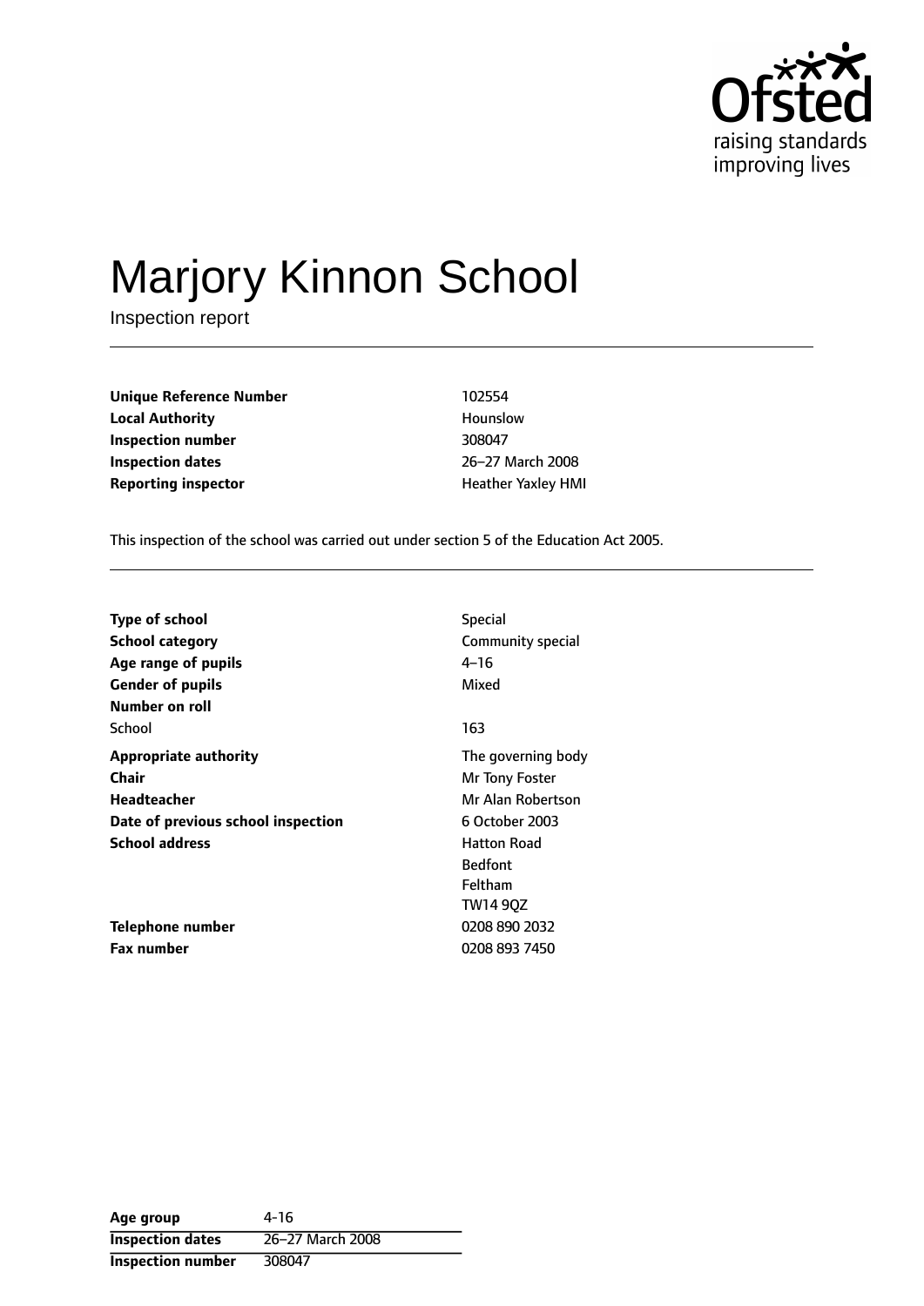Ofsted
raising standards
improving lives

# Marjory Kinnon School

Inspection report

| | |
|---|---|
| **Unique Reference Number** | 102554 |
| **Local Authority** | Hounslow |
| **Inspection number** | 308047 |
| **Inspection dates** | 26–27 March 2008 |
| **Reporting inspector** | Heather Yaxley HMI |

This inspection of the school was carried out under section 5 of the Education Act 2005.

| | |
|---|---|
| **Type of school** | Special |
| **School category** | Community special |
| **Age range of pupils** | 4–16 |
| **Gender of pupils** | Mixed |
| **Number on roll** | |
| School | 163 |
| **Appropriate authority** | The governing body |
| **Chair** | Mr Tony Foster |
| **Headteacher** | Mr Alan Robertson |
| **Date of previous school inspection** | 6 October 2003 |
| **School address** | Hatton Road<br>Bedfont<br>Feltham<br>TW14 9QZ |
| **Telephone number** | 0208 890 2032 |
| **Fax number** | 0208 893 7450 |

| | |
|---|---|
| **Age group** | 4-16 |
| **Inspection dates** | 26–27 March 2008 |
| **Inspection number** | 308047 |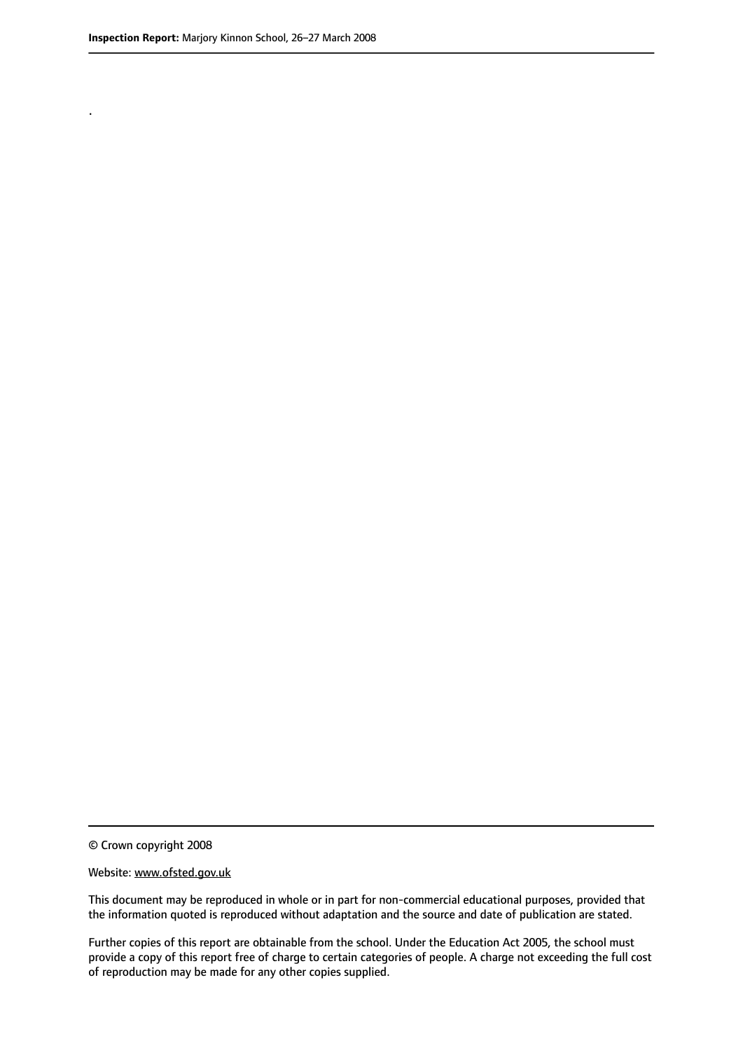.

© Crown copyright 2008

Website: www.ofsted.gov.uk

This document may be reproduced in whole or in part for non-commercial educational purposes, provided that the information quoted is reproduced without adaptation and the source and date of publication are stated.

Further copies of this report are obtainable from the school. Under the Education Act 2005, the school must provide a copy of this report free of charge to certain categories of people. A charge not exceeding the full cost of reproduction may be made for any other copies supplied.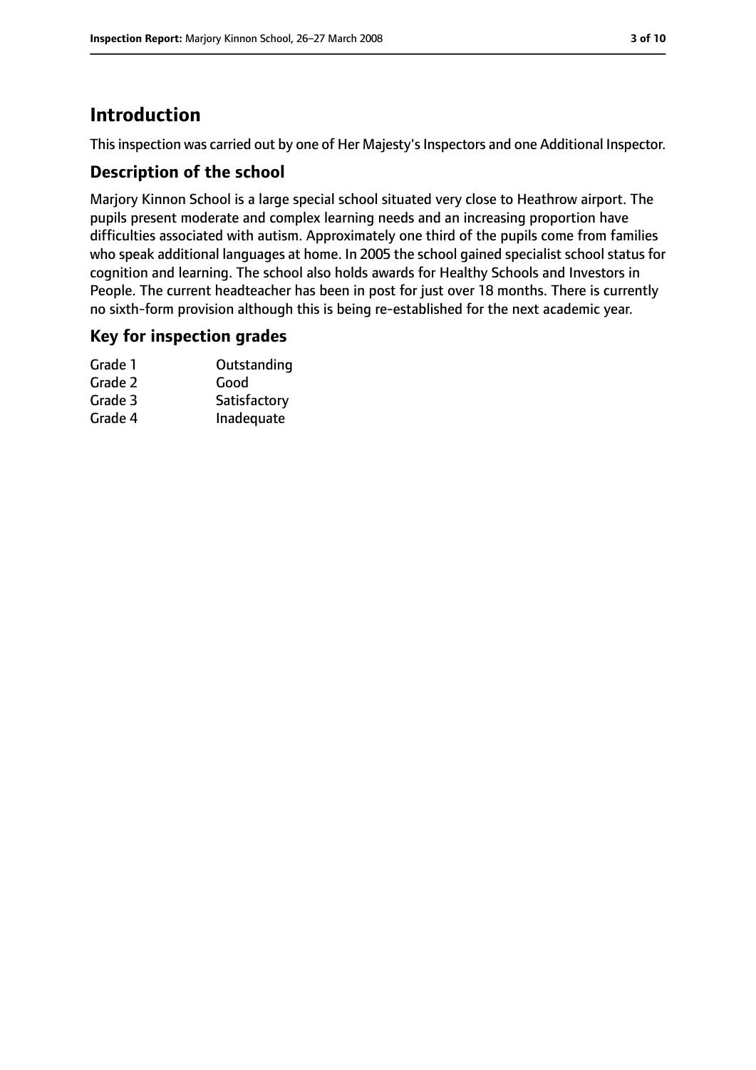# Introduction

This inspection was carried out by one of Her Majesty's Inspectors and one Additional Inspector.

## Description of the school

Marjory Kinnon School is a large special school situated very close to Heathrow airport. The pupils present moderate and complex learning needs and an increasing proportion have difficulties associated with autism. Approximately one third of the pupils come from families who speak additional languages at home. In 2005 the school gained specialist school status for cognition and learning. The school also holds awards for Healthy Schools and Investors in People. The current headteacher has been in post for just over 18 months. There is currently no sixth-form provision although this is being re-established for the next academic year.

## Key for inspection grades

| | |
|---|---|
| Grade 1 | Outstanding |
| Grade 2 | Good |
| Grade 3 | Satisfactory |
| Grade 4 | Inadequate |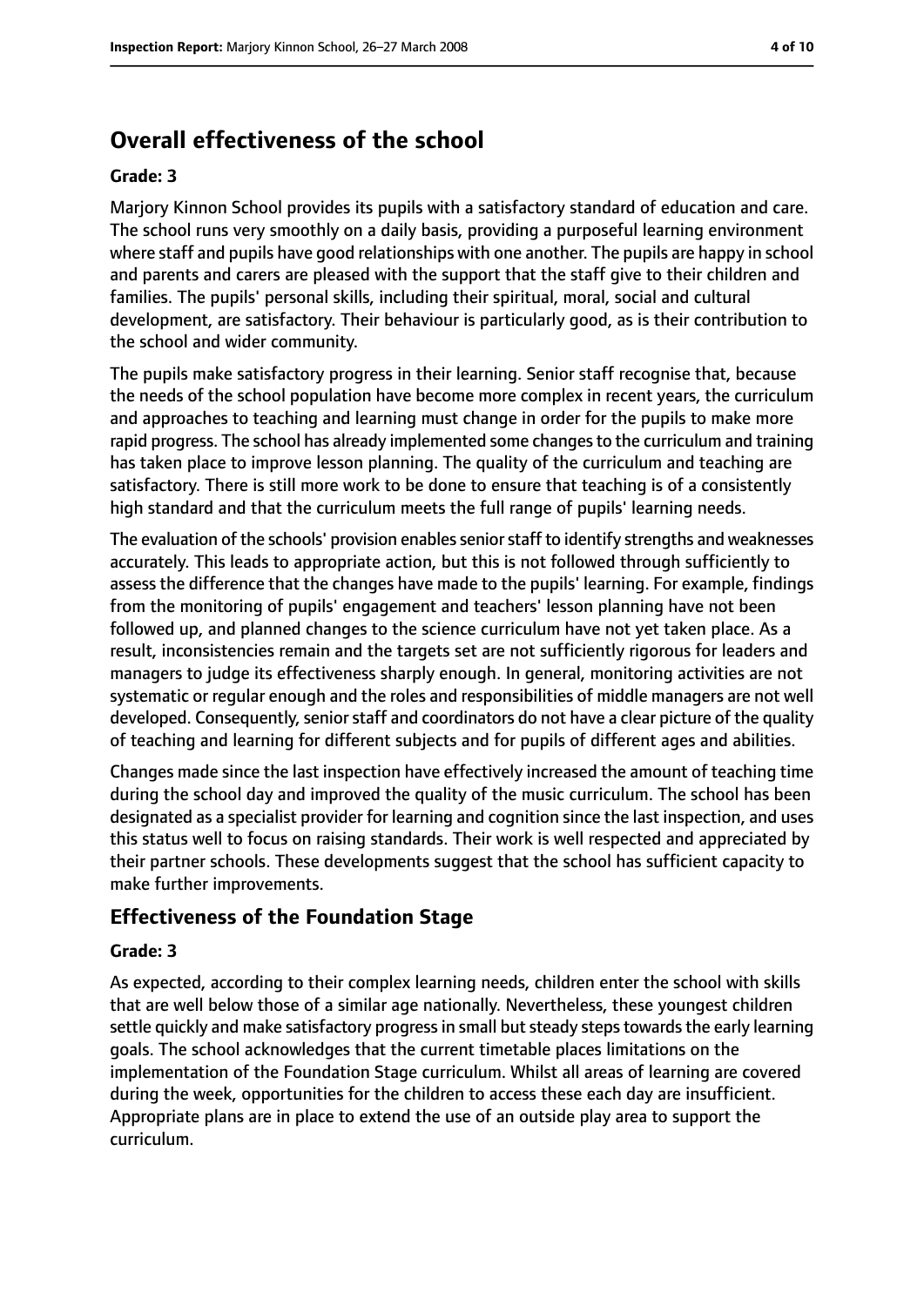## Overall effectiveness of the school

### Grade: 3

Marjory Kinnon School provides its pupils with a satisfactory standard of education and care. The school runs very smoothly on a daily basis, providing a purposeful learning environment where staff and pupils have good relationships with one another. The pupils are happy in school and parents and carers are pleased with the support that the staff give to their children and families. The pupils' personal skills, including their spiritual, moral, social and cultural development, are satisfactory. Their behaviour is particularly good, as is their contribution to the school and wider community.

The pupils make satisfactory progress in their learning. Senior staff recognise that, because the needs of the school population have become more complex in recent years, the curriculum and approaches to teaching and learning must change in order for the pupils to make more rapid progress. The school has already implemented some changes to the curriculum and training has taken place to improve lesson planning. The quality of the curriculum and teaching are satisfactory. There is still more work to be done to ensure that teaching is of a consistently high standard and that the curriculum meets the full range of pupils' learning needs.

The evaluation of the schools' provision enables senior staff to identify strengths and weaknesses accurately. This leads to appropriate action, but this is not followed through sufficiently to assess the difference that the changes have made to the pupils' learning. For example, findings from the monitoring of pupils' engagement and teachers' lesson planning have not been followed up, and planned changes to the science curriculum have not yet taken place. As a result, inconsistencies remain and the targets set are not sufficiently rigorous for leaders and managers to judge its effectiveness sharply enough. In general, monitoring activities are not systematic or regular enough and the roles and responsibilities of middle managers are not well developed. Consequently, senior staff and coordinators do not have a clear picture of the quality of teaching and learning for different subjects and for pupils of different ages and abilities.

Changes made since the last inspection have effectively increased the amount of teaching time during the school day and improved the quality of the music curriculum. The school has been designated as a specialist provider for learning and cognition since the last inspection, and uses this status well to focus on raising standards. Their work is well respected and appreciated by their partner schools. These developments suggest that the school has sufficient capacity to make further improvements.

## Effectiveness of the Foundation Stage

### Grade: 3

As expected, according to their complex learning needs, children enter the school with skills that are well below those of a similar age nationally. Nevertheless, these youngest children settle quickly and make satisfactory progress in small but steady steps towards the early learning goals. The school acknowledges that the current timetable places limitations on the implementation of the Foundation Stage curriculum. Whilst all areas of learning are covered during the week, opportunities for the children to access these each day are insufficient. Appropriate plans are in place to extend the use of an outside play area to support the curriculum.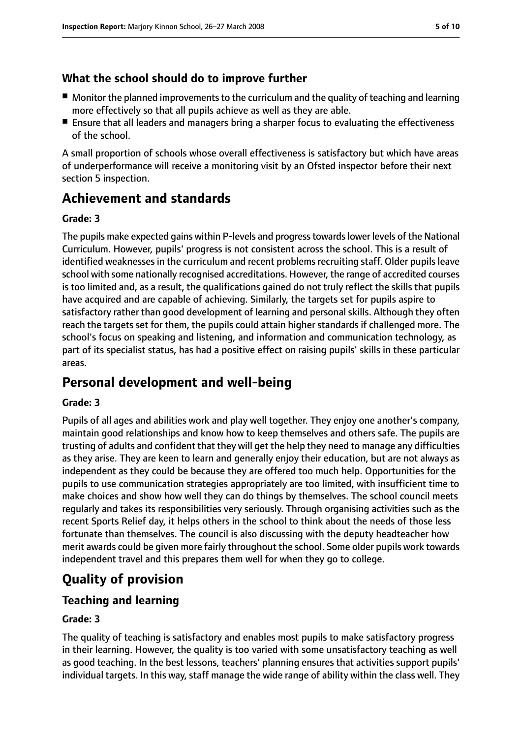### What the school should do to improve further

- Monitor the planned improvements to the curriculum and the quality of teaching and learning more effectively so that all pupils achieve as well as they are able.
- Ensure that all leaders and managers bring a sharper focus to evaluating the effectiveness of the school.

A small proportion of schools whose overall effectiveness is satisfactory but which have areas of underperformance will receive a monitoring visit by an Ofsted inspector before their next section 5 inspection.

## Achievement and standards

**Grade: 3**

The pupils make expected gains within P-levels and progress towards lower levels of the National Curriculum. However, pupils' progress is not consistent across the school. This is a result of identified weaknesses in the curriculum and recent problems recruiting staff. Older pupils leave school with some nationally recognised accreditations. However, the range of accredited courses is too limited and, as a result, the qualifications gained do not truly reflect the skills that pupils have acquired and are capable of achieving. Similarly, the targets set for pupils aspire to satisfactory rather than good development of learning and personal skills. Although they often reach the targets set for them, the pupils could attain higher standards if challenged more. The school's focus on speaking and listening, and information and communication technology, as part of its specialist status, has had a positive effect on raising pupils' skills in these particular areas.

## Personal development and well-being

**Grade: 3**

Pupils of all ages and abilities work and play well together. They enjoy one another's company, maintain good relationships and know how to keep themselves and others safe. The pupils are trusting of adults and confident that they will get the help they need to manage any difficulties as they arise. They are keen to learn and generally enjoy their education, but are not always as independent as they could be because they are offered too much help. Opportunities for the pupils to use communication strategies appropriately are too limited, with insufficient time to make choices and show how well they can do things by themselves. The school council meets regularly and takes its responsibilities very seriously. Through organising activities such as the recent Sports Relief day, it helps others in the school to think about the needs of those less fortunate than themselves. The council is also discussing with the deputy headteacher how merit awards could be given more fairly throughout the school. Some older pupils work towards independent travel and this prepares them well for when they go to college.

## Quality of provision

### Teaching and learning

**Grade: 3**

The quality of teaching is satisfactory and enables most pupils to make satisfactory progress in their learning. However, the quality is too varied with some unsatisfactory teaching as well as good teaching. In the best lessons, teachers' planning ensures that activities support pupils' individual targets. In this way, staff manage the wide range of ability within the class well. They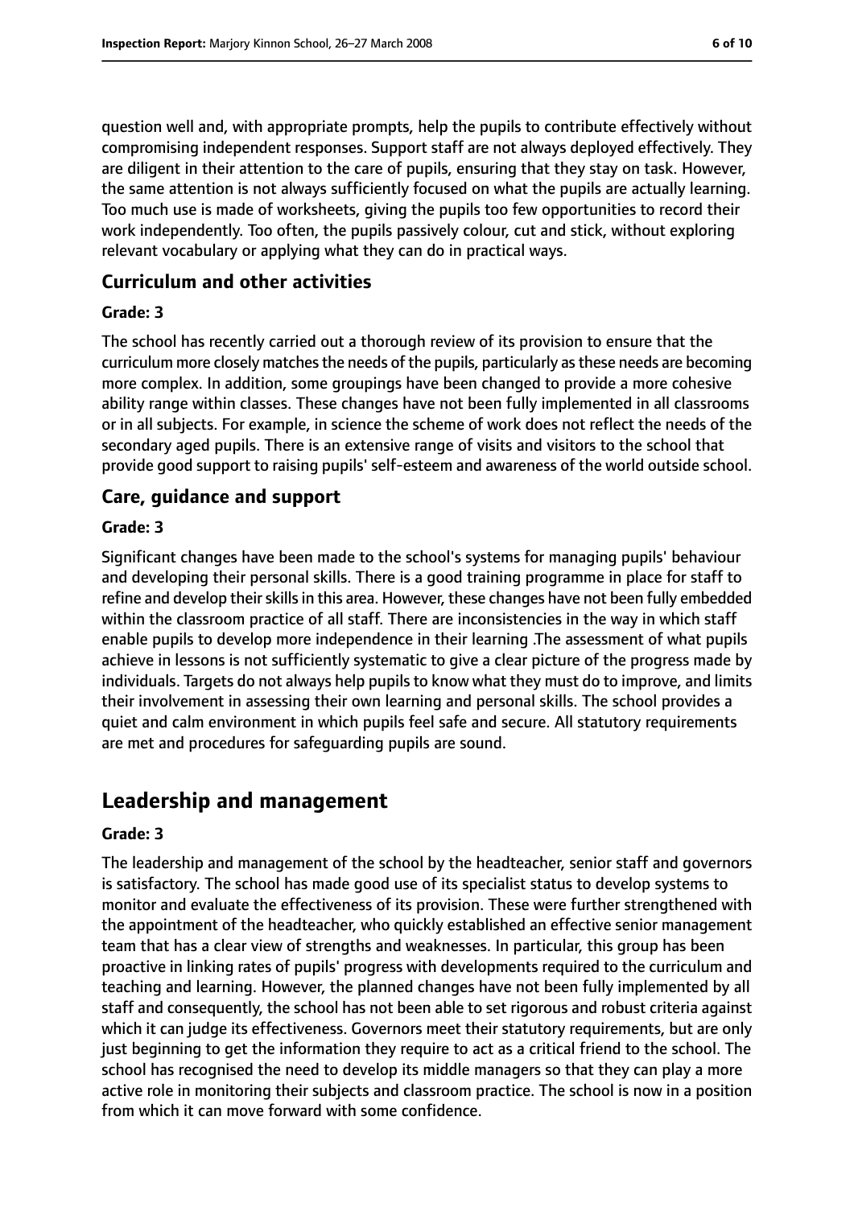question well and, with appropriate prompts, help the pupils to contribute effectively without compromising independent responses. Support staff are not always deployed effectively. They are diligent in their attention to the care of pupils, ensuring that they stay on task. However, the same attention is not always sufficiently focused on what the pupils are actually learning. Too much use is made of worksheets, giving the pupils too few opportunities to record their work independently. Too often, the pupils passively colour, cut and stick, without exploring relevant vocabulary or applying what they can do in practical ways.

### Curriculum and other activities

#### Grade: 3

The school has recently carried out a thorough review of its provision to ensure that the curriculum more closely matches the needs of the pupils, particularly as these needs are becoming more complex. In addition, some groupings have been changed to provide a more cohesive ability range within classes. These changes have not been fully implemented in all classrooms or in all subjects. For example, in science the scheme of work does not reflect the needs of the secondary aged pupils. There is an extensive range of visits and visitors to the school that provide good support to raising pupils' self-esteem and awareness of the world outside school.

### Care, guidance and support

#### Grade: 3

Significant changes have been made to the school's systems for managing pupils' behaviour and developing their personal skills. There is a good training programme in place for staff to refine and develop their skills in this area. However, these changes have not been fully embedded within the classroom practice of all staff. There are inconsistencies in the way in which staff enable pupils to develop more independence in their learning .The assessment of what pupils achieve in lessons is not sufficiently systematic to give a clear picture of the progress made by individuals. Targets do not always help pupils to know what they must do to improve, and limits their involvement in assessing their own learning and personal skills. The school provides a quiet and calm environment in which pupils feel safe and secure. All statutory requirements are met and procedures for safeguarding pupils are sound.

## Leadership and management

#### Grade: 3

The leadership and management of the school by the headteacher, senior staff and governors is satisfactory. The school has made good use of its specialist status to develop systems to monitor and evaluate the effectiveness of its provision. These were further strengthened with the appointment of the headteacher, who quickly established an effective senior management team that has a clear view of strengths and weaknesses. In particular, this group has been proactive in linking rates of pupils' progress with developments required to the curriculum and teaching and learning. However, the planned changes have not been fully implemented by all staff and consequently, the school has not been able to set rigorous and robust criteria against which it can judge its effectiveness. Governors meet their statutory requirements, but are only just beginning to get the information they require to act as a critical friend to the school. The school has recognised the need to develop its middle managers so that they can play a more active role in monitoring their subjects and classroom practice. The school is now in a position from which it can move forward with some confidence.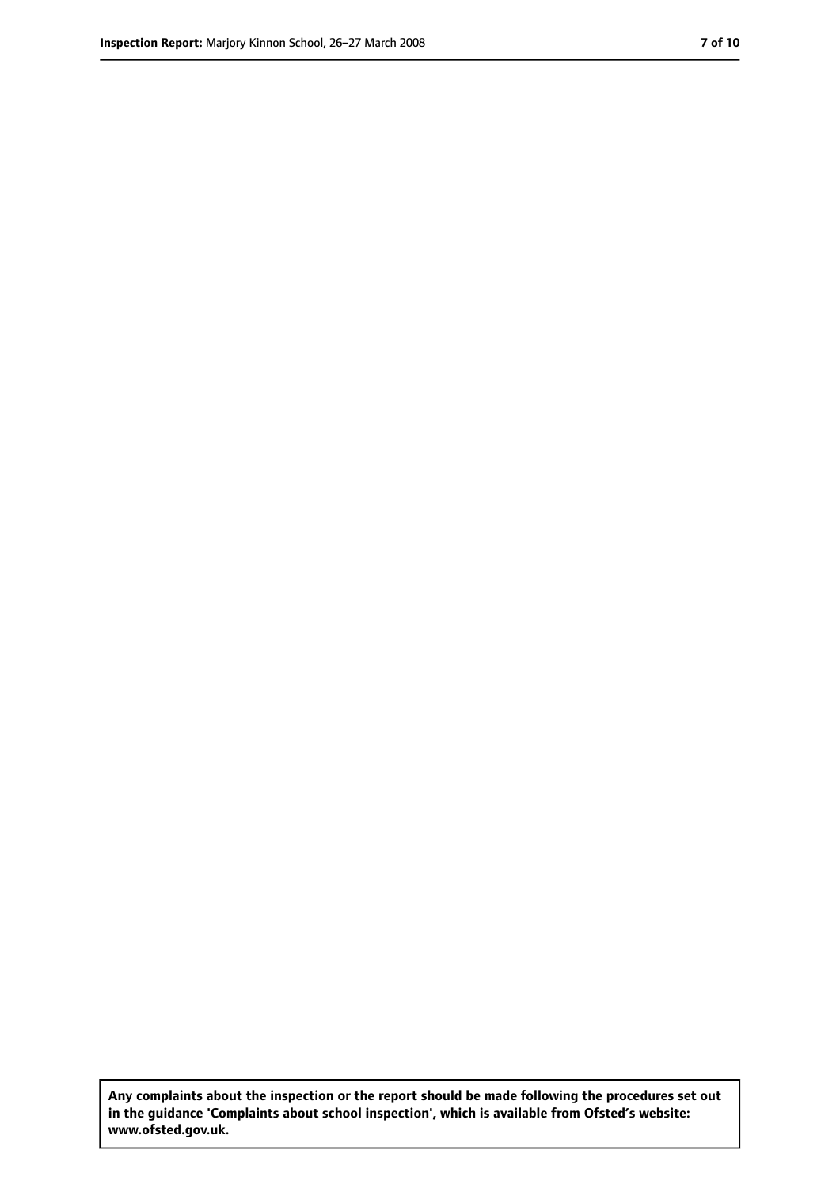**Any complaints about the inspection or the report should be made following the procedures set out in the guidance 'Complaints about school inspection', which is available from Ofsted's website: www.ofsted.gov.uk.**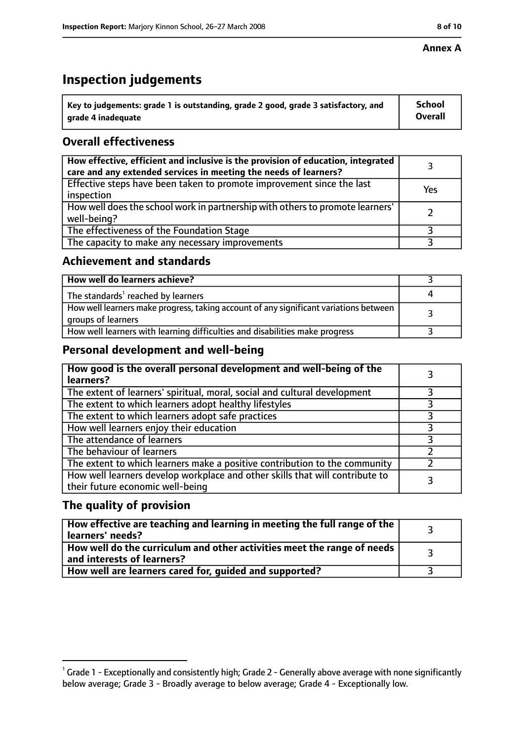**Annex A**

# Inspection judgements

| Key to judgements: grade 1 is outstanding, grade 2 good, grade 3 satisfactory, and grade 4 inadequate | School Overall |
|---|---|

## Overall effectiveness

| | |
|---|---|
| **How effective, efficient and inclusive is the provision of education, integrated care and any extended services in meeting the needs of learners?** | 3 |
| Effective steps have been taken to promote improvement since the last inspection | Yes |
| How well does the school work in partnership with others to promote learners' well-being? | 2 |
| The effectiveness of the Foundation Stage | 3 |
| The capacity to make any necessary improvements | 3 |

## Achievement and standards

| | |
|---|---|
| **How well do learners achieve?** | 3 |
| The standards[1] reached by learners | 4 |
| How well learners make progress, taking account of any significant variations between groups of learners | 3 |
| How well learners with learning difficulties and disabilities make progress | 3 |

## Personal development and well-being

| | |
|---|---|
| **How good is the overall personal development and well-being of the learners?** | 3 |
| The extent of learners' spiritual, moral, social and cultural development | 3 |
| The extent to which learners adopt healthy lifestyles | 3 |
| The extent to which learners adopt safe practices | 3 |
| How well learners enjoy their education | 3 |
| The attendance of learners | 3 |
| The behaviour of learners | 2 |
| The extent to which learners make a positive contribution to the community | 2 |
| How well learners develop workplace and other skills that will contribute to their future economic well-being | 3 |

## The quality of provision

| | |
|---|---|
| **How effective are teaching and learning in meeting the full range of the learners' needs?** | 3 |
| **How well do the curriculum and other activities meet the range of needs and interests of learners?** | 3 |
| **How well are learners cared for, guided and supported?** | 3 |

[1] Grade 1 - Exceptionally and consistently high; Grade 2 - Generally above average with none significantly below average; Grade 3 - Broadly average to below average; Grade 4 - Exceptionally low.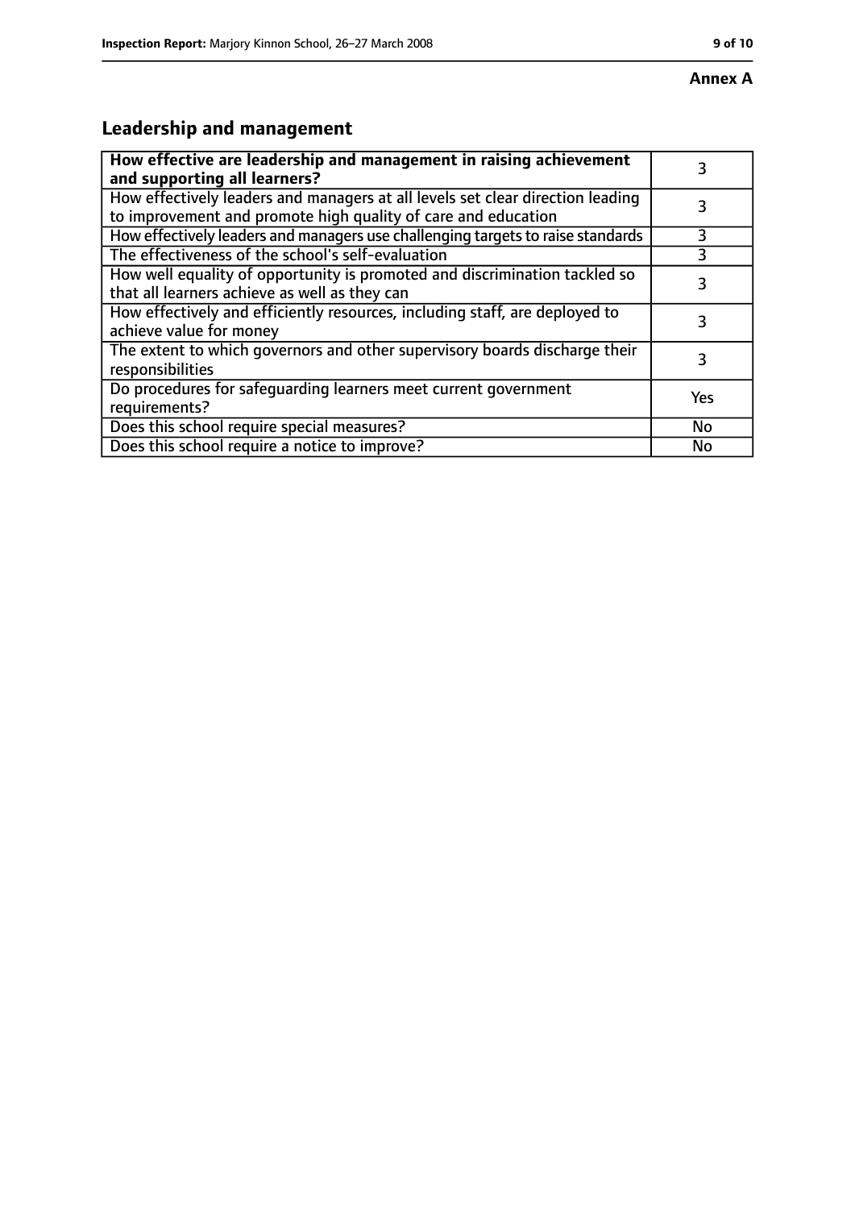**Annex A**

## Leadership and management

| How effective are leadership and management in raising achievement and supporting all learners? | 3 |
|---|---|
| How effectively leaders and managers at all levels set clear direction leading to improvement and promote high quality of care and education | 3 |
| How effectively leaders and managers use challenging targets to raise standards | 3 |
| The effectiveness of the school's self-evaluation | 3 |
| How well equality of opportunity is promoted and discrimination tackled so that all learners achieve as well as they can | 3 |
| How effectively and efficiently resources, including staff, are deployed to achieve value for money | 3 |
| The extent to which governors and other supervisory boards discharge their responsibilities | 3 |
| Do procedures for safeguarding learners meet current government requirements? | Yes |
| Does this school require special measures? | No |
| Does this school require a notice to improve? | No |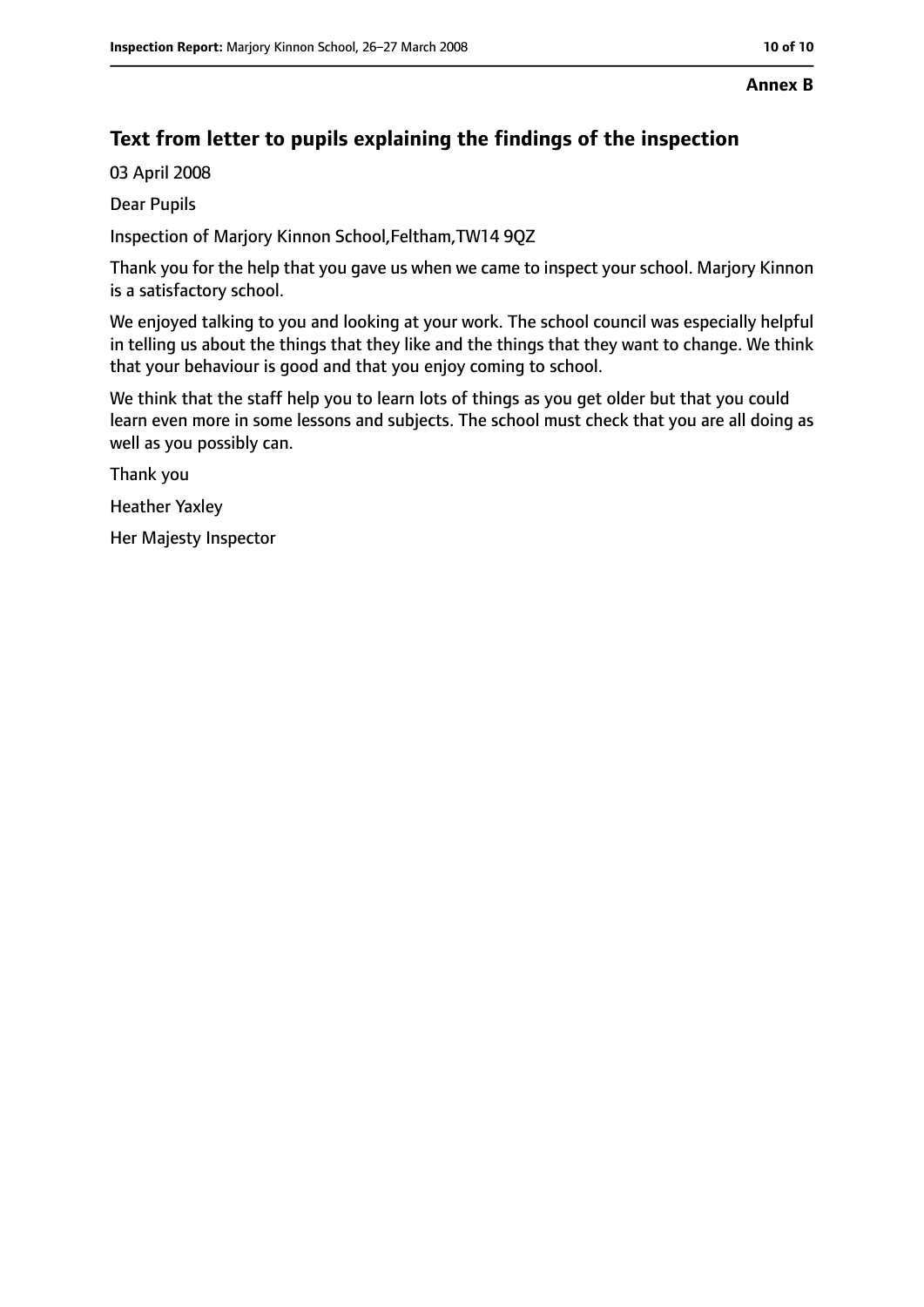**Annex B**

## Text from letter to pupils explaining the findings of the inspection

03 April 2008

Dear Pupils

Inspection of Marjory Kinnon School,Feltham,TW14 9QZ

Thank you for the help that you gave us when we came to inspect your school. Marjory Kinnon is a satisfactory school.

We enjoyed talking to you and looking at your work. The school council was especially helpful in telling us about the things that they like and the things that they want to change. We think that your behaviour is good and that you enjoy coming to school.

We think that the staff help you to learn lots of things as you get older but that you could learn even more in some lessons and subjects. The school must check that you are all doing as well as you possibly can.

Thank you

Heather Yaxley

Her Majesty Inspector